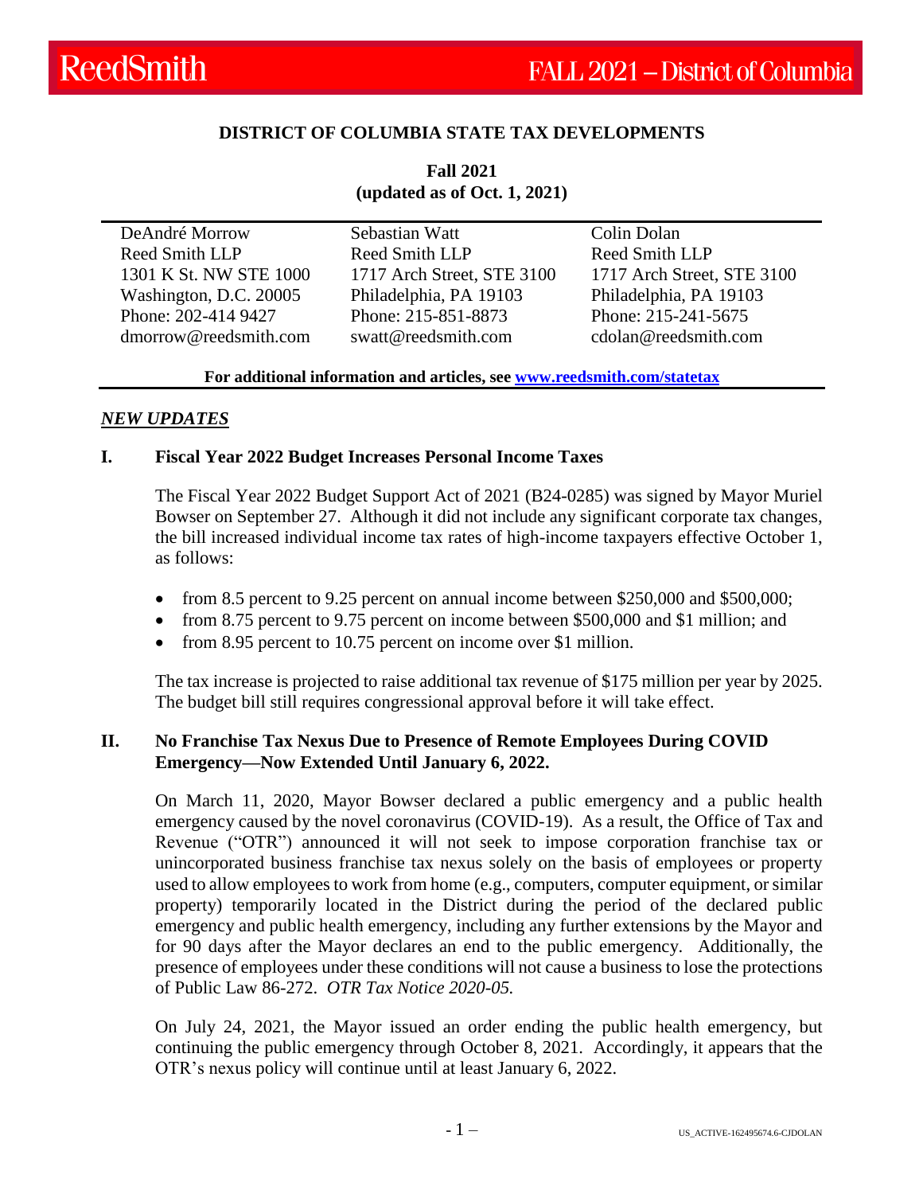ReedSmith — FALL 2021 – District of Columbia

# DISTRICT OF COLUMBIA STATE TAX DEVELOPMENTS

**Fall 2021**
**(updated as of Oct. 1, 2021)**

| DeAndré Morrow | Sebastian Watt | Colin Dolan |
|---|---|---|
| Reed Smith LLP | Reed Smith LLP | Reed Smith LLP |
| 1301 K St. NW STE 1000 | 1717 Arch Street, STE 3100 | 1717 Arch Street, STE 3100 |
| Washington, D.C. 20005 | Philadelphia, PA 19103 | Philadelphia, PA 19103 |
| Phone: 202-414 9427 | Phone: 215-851-8873 | Phone: 215-241-5675 |
| dmorrow@reedsmith.com | swatt@reedsmith.com | cdolan@reedsmith.com |

**For additional information and articles, see www.reedsmith.com/statetax**

## *NEW UPDATES*

### I. Fiscal Year 2022 Budget Increases Personal Income Taxes

The Fiscal Year 2022 Budget Support Act of 2021 (B24-0285) was signed by Mayor Muriel Bowser on September 27. Although it did not include any significant corporate tax changes, the bill increased individual income tax rates of high-income taxpayers effective October 1, as follows:

- from 8.5 percent to 9.25 percent on annual income between $250,000 and $500,000;
- from 8.75 percent to 9.75 percent on income between $500,000 and $1 million; and
- from 8.95 percent to 10.75 percent on income over $1 million.

The tax increase is projected to raise additional tax revenue of $175 million per year by 2025. The budget bill still requires congressional approval before it will take effect.

### II. No Franchise Tax Nexus Due to Presence of Remote Employees During COVID Emergency—Now Extended Until January 6, 2022.

On March 11, 2020, Mayor Bowser declared a public emergency and a public health emergency caused by the novel coronavirus (COVID-19). As a result, the Office of Tax and Revenue ("OTR") announced it will not seek to impose corporation franchise tax or unincorporated business franchise tax nexus solely on the basis of employees or property used to allow employees to work from home (e.g., computers, computer equipment, or similar property) temporarily located in the District during the period of the declared public emergency and public health emergency, including any further extensions by the Mayor and for 90 days after the Mayor declares an end to the public emergency. Additionally, the presence of employees under these conditions will not cause a business to lose the protections of Public Law 86-272. *OTR Tax Notice 2020-05.*

On July 24, 2021, the Mayor issued an order ending the public health emergency, but continuing the public emergency through October 8, 2021. Accordingly, it appears that the OTR's nexus policy will continue until at least January 6, 2022.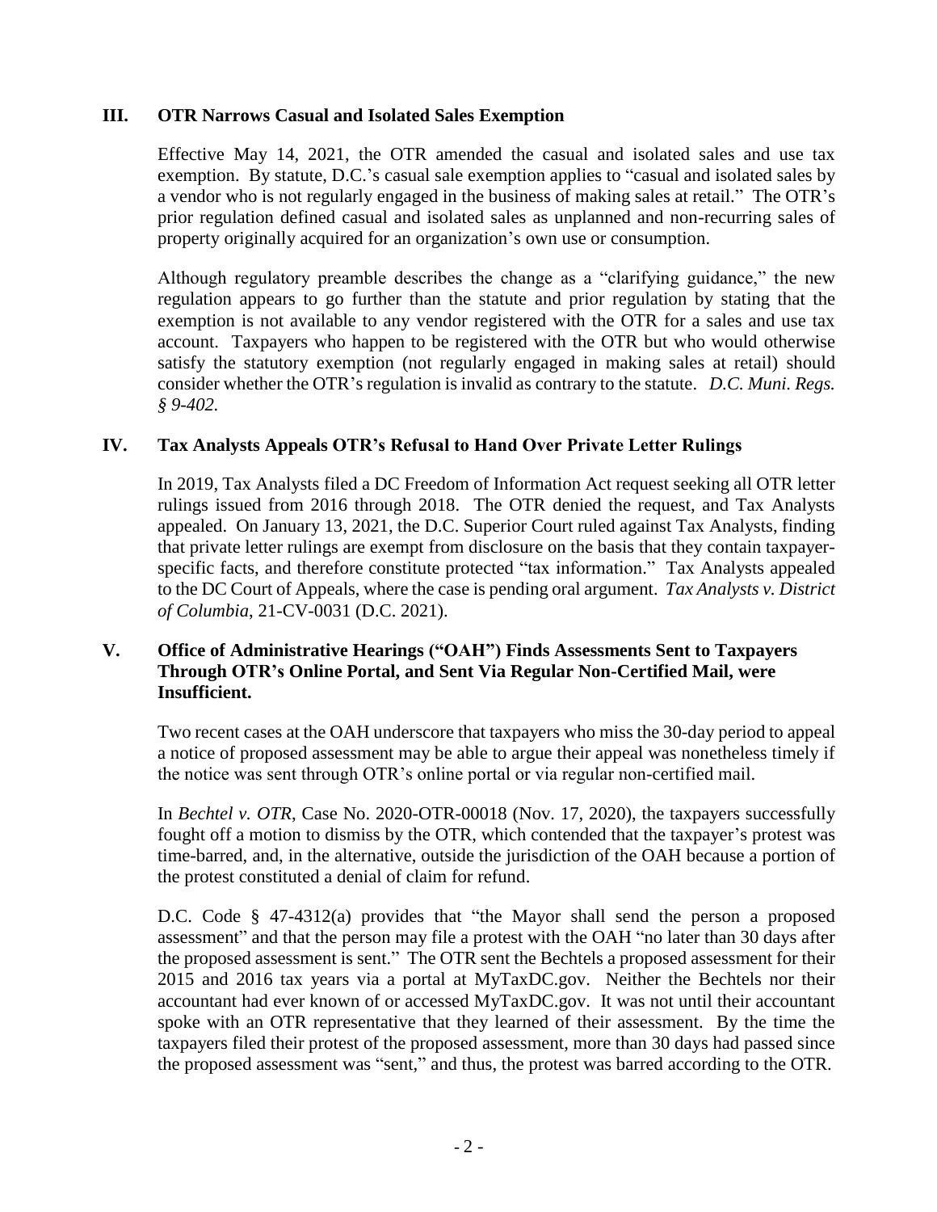## III. OTR Narrows Casual and Isolated Sales Exemption

Effective May 14, 2021, the OTR amended the casual and isolated sales and use tax exemption. By statute, D.C.'s casual sale exemption applies to "casual and isolated sales by a vendor who is not regularly engaged in the business of making sales at retail." The OTR's prior regulation defined casual and isolated sales as unplanned and non-recurring sales of property originally acquired for an organization's own use or consumption.

Although regulatory preamble describes the change as a "clarifying guidance," the new regulation appears to go further than the statute and prior regulation by stating that the exemption is not available to any vendor registered with the OTR for a sales and use tax account. Taxpayers who happen to be registered with the OTR but who would otherwise satisfy the statutory exemption (not regularly engaged in making sales at retail) should consider whether the OTR's regulation is invalid as contrary to the statute. *D.C. Muni. Regs. § 9-402.*

## IV. Tax Analysts Appeals OTR's Refusal to Hand Over Private Letter Rulings

In 2019, Tax Analysts filed a DC Freedom of Information Act request seeking all OTR letter rulings issued from 2016 through 2018. The OTR denied the request, and Tax Analysts appealed. On January 13, 2021, the D.C. Superior Court ruled against Tax Analysts, finding that private letter rulings are exempt from disclosure on the basis that they contain taxpayer-specific facts, and therefore constitute protected "tax information." Tax Analysts appealed to the DC Court of Appeals, where the case is pending oral argument. *Tax Analysts v. District of Columbia*, 21-CV-0031 (D.C. 2021).

## V. Office of Administrative Hearings ("OAH") Finds Assessments Sent to Taxpayers Through OTR's Online Portal, and Sent Via Regular Non-Certified Mail, were Insufficient.

Two recent cases at the OAH underscore that taxpayers who miss the 30-day period to appeal a notice of proposed assessment may be able to argue their appeal was nonetheless timely if the notice was sent through OTR's online portal or via regular non-certified mail.

In *Bechtel v. OTR*, Case No. 2020-OTR-00018 (Nov. 17, 2020), the taxpayers successfully fought off a motion to dismiss by the OTR, which contended that the taxpayer's protest was time-barred, and, in the alternative, outside the jurisdiction of the OAH because a portion of the protest constituted a denial of claim for refund.

D.C. Code § 47-4312(a) provides that "the Mayor shall send the person a proposed assessment" and that the person may file a protest with the OAH "no later than 30 days after the proposed assessment is sent." The OTR sent the Bechtels a proposed assessment for their 2015 and 2016 tax years via a portal at MyTaxDC.gov. Neither the Bechtels nor their accountant had ever known of or accessed MyTaxDC.gov. It was not until their accountant spoke with an OTR representative that they learned of their assessment. By the time the taxpayers filed their protest of the proposed assessment, more than 30 days had passed since the proposed assessment was "sent," and thus, the protest was barred according to the OTR.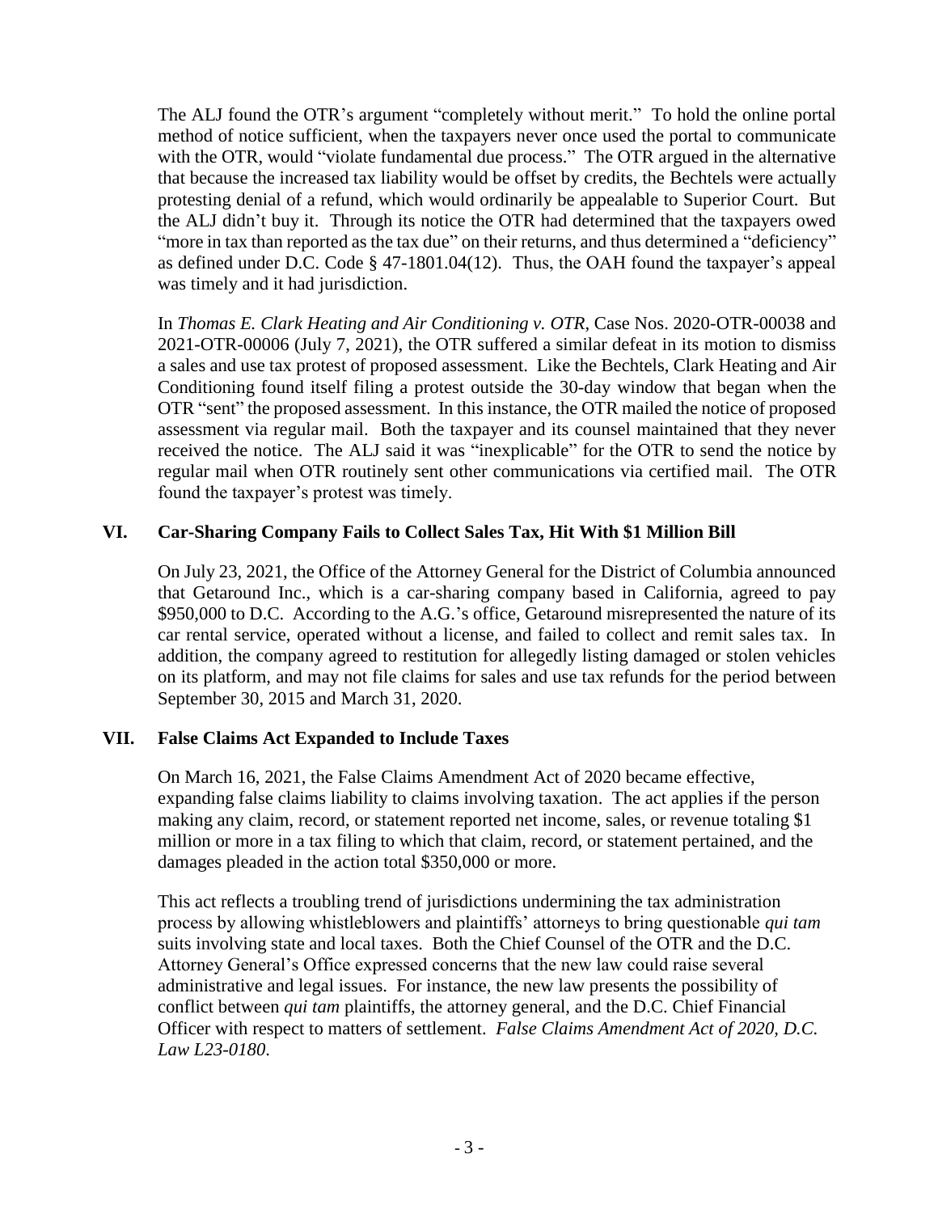The ALJ found the OTR's argument "completely without merit." To hold the online portal method of notice sufficient, when the taxpayers never once used the portal to communicate with the OTR, would "violate fundamental due process." The OTR argued in the alternative that because the increased tax liability would be offset by credits, the Bechtels were actually protesting denial of a refund, which would ordinarily be appealable to Superior Court. But the ALJ didn't buy it. Through its notice the OTR had determined that the taxpayers owed "more in tax than reported as the tax due" on their returns, and thus determined a "deficiency" as defined under D.C. Code § 47-1801.04(12). Thus, the OAH found the taxpayer's appeal was timely and it had jurisdiction.

In *Thomas E. Clark Heating and Air Conditioning v. OTR*, Case Nos. 2020-OTR-00038 and 2021-OTR-00006 (July 7, 2021), the OTR suffered a similar defeat in its motion to dismiss a sales and use tax protest of proposed assessment. Like the Bechtels, Clark Heating and Air Conditioning found itself filing a protest outside the 30-day window that began when the OTR "sent" the proposed assessment. In this instance, the OTR mailed the notice of proposed assessment via regular mail. Both the taxpayer and its counsel maintained that they never received the notice. The ALJ said it was "inexplicable" for the OTR to send the notice by regular mail when OTR routinely sent other communications via certified mail. The OTR found the taxpayer's protest was timely.

## VI. Car-Sharing Company Fails to Collect Sales Tax, Hit With $1 Million Bill

On July 23, 2021, the Office of the Attorney General for the District of Columbia announced that Getaround Inc., which is a car-sharing company based in California, agreed to pay $950,000 to D.C. According to the A.G.'s office, Getaround misrepresented the nature of its car rental service, operated without a license, and failed to collect and remit sales tax. In addition, the company agreed to restitution for allegedly listing damaged or stolen vehicles on its platform, and may not file claims for sales and use tax refunds for the period between September 30, 2015 and March 31, 2020.

## VII. False Claims Act Expanded to Include Taxes

On March 16, 2021, the False Claims Amendment Act of 2020 became effective, expanding false claims liability to claims involving taxation. The act applies if the person making any claim, record, or statement reported net income, sales, or revenue totaling $1 million or more in a tax filing to which that claim, record, or statement pertained, and the damages pleaded in the action total $350,000 or more.

This act reflects a troubling trend of jurisdictions undermining the tax administration process by allowing whistleblowers and plaintiffs' attorneys to bring questionable *qui tam* suits involving state and local taxes. Both the Chief Counsel of the OTR and the D.C. Attorney General's Office expressed concerns that the new law could raise several administrative and legal issues. For instance, the new law presents the possibility of conflict between *qui tam* plaintiffs, the attorney general, and the D.C. Chief Financial Officer with respect to matters of settlement. *False Claims Amendment Act of 2020, D.C. Law L23-0180*.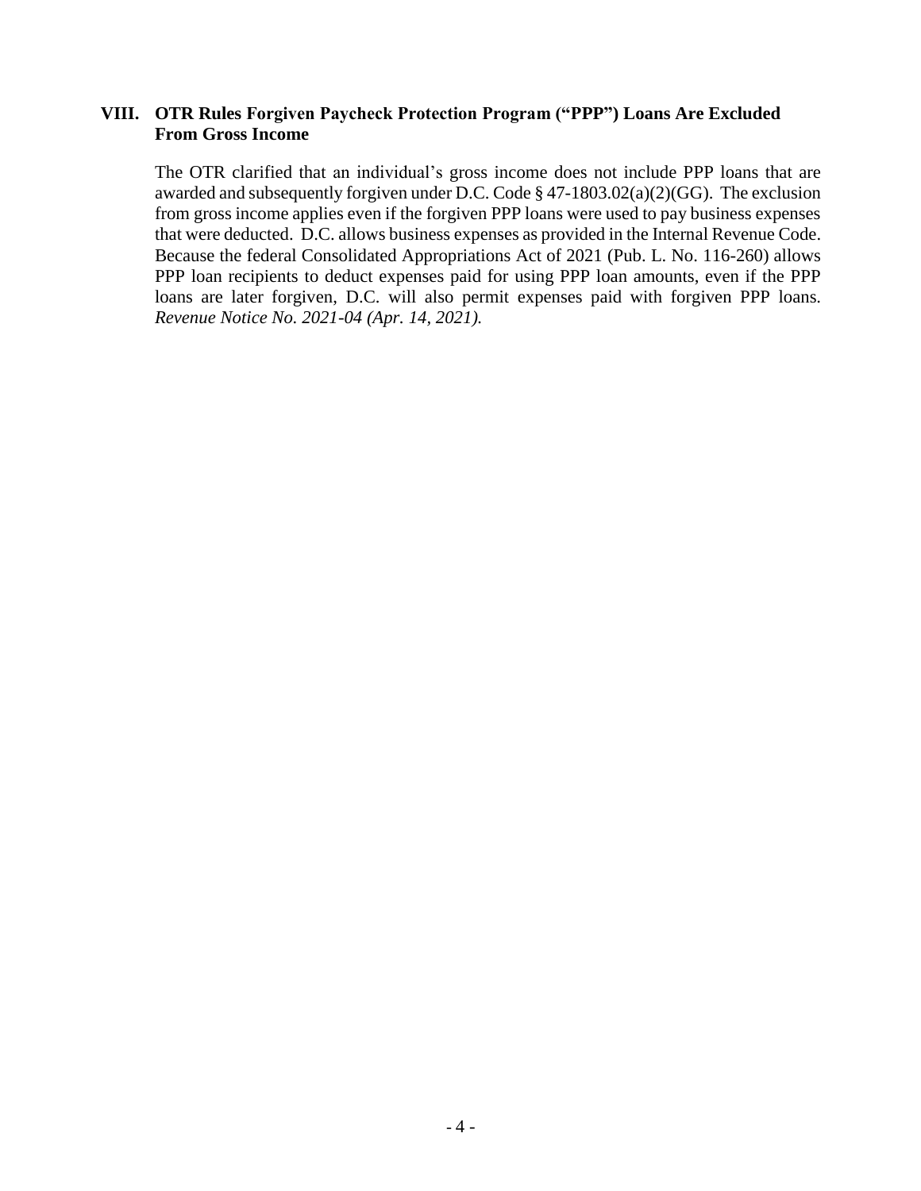## VIII. OTR Rules Forgiven Paycheck Protection Program ("PPP") Loans Are Excluded From Gross Income

The OTR clarified that an individual's gross income does not include PPP loans that are awarded and subsequently forgiven under D.C. Code § 47-1803.02(a)(2)(GG). The exclusion from gross income applies even if the forgiven PPP loans were used to pay business expenses that were deducted. D.C. allows business expenses as provided in the Internal Revenue Code. Because the federal Consolidated Appropriations Act of 2021 (Pub. L. No. 116-260) allows PPP loan recipients to deduct expenses paid for using PPP loan amounts, even if the PPP loans are later forgiven, D.C. will also permit expenses paid with forgiven PPP loans. *Revenue Notice No. 2021-04 (Apr. 14, 2021).*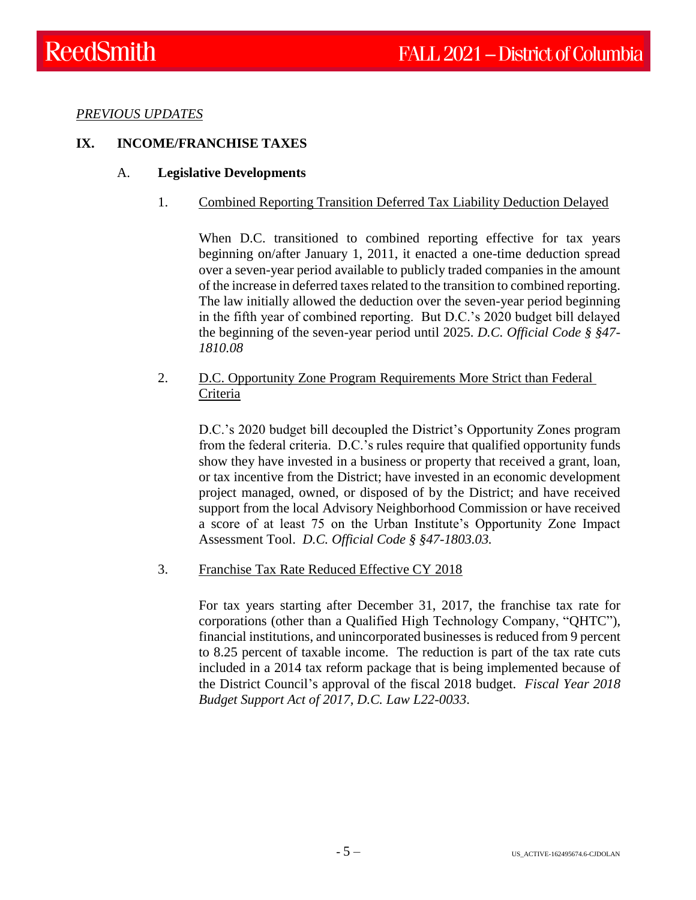*PREVIOUS UPDATES*

## IX. INCOME/FRANCHISE TAXES

### A. Legislative Developments

#### 1. Combined Reporting Transition Deferred Tax Liability Deduction Delayed

When D.C. transitioned to combined reporting effective for tax years beginning on/after January 1, 2011, it enacted a one-time deduction spread over a seven-year period available to publicly traded companies in the amount of the increase in deferred taxes related to the transition to combined reporting. The law initially allowed the deduction over the seven-year period beginning in the fifth year of combined reporting. But D.C.'s 2020 budget bill delayed the beginning of the seven-year period until 2025. *D.C. Official Code § §47-1810.08*

#### 2. D.C. Opportunity Zone Program Requirements More Strict than Federal Criteria

D.C.'s 2020 budget bill decoupled the District's Opportunity Zones program from the federal criteria. D.C.'s rules require that qualified opportunity funds show they have invested in a business or property that received a grant, loan, or tax incentive from the District; have invested in an economic development project managed, owned, or disposed of by the District; and have received support from the local Advisory Neighborhood Commission or have received a score of at least 75 on the Urban Institute's Opportunity Zone Impact Assessment Tool. *D.C. Official Code § §47-1803.03.*

#### 3. Franchise Tax Rate Reduced Effective CY 2018

For tax years starting after December 31, 2017, the franchise tax rate for corporations (other than a Qualified High Technology Company, "QHTC"), financial institutions, and unincorporated businesses is reduced from 9 percent to 8.25 percent of taxable income. The reduction is part of the tax rate cuts included in a 2014 tax reform package that is being implemented because of the District Council's approval of the fiscal 2018 budget. *Fiscal Year 2018 Budget Support Act of 2017, D.C. Law L22-0033*.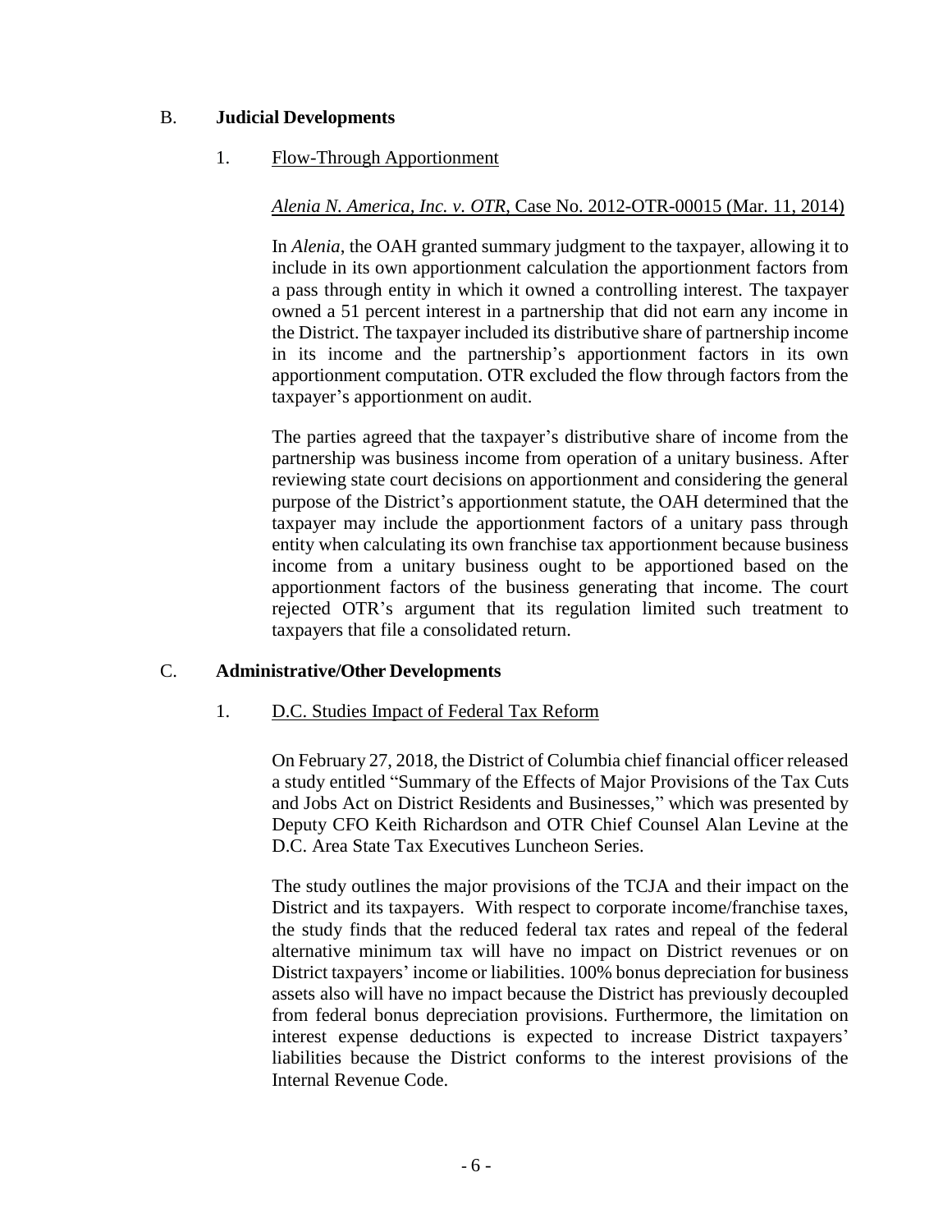## B. **Judicial Developments**

### 1. Flow-Through Apportionment

*Alenia N. America, Inc. v. OTR*, Case No. 2012-OTR-00015 (Mar. 11, 2014)

In *Alenia*, the OAH granted summary judgment to the taxpayer, allowing it to include in its own apportionment calculation the apportionment factors from a pass through entity in which it owned a controlling interest. The taxpayer owned a 51 percent interest in a partnership that did not earn any income in the District. The taxpayer included its distributive share of partnership income in its income and the partnership's apportionment factors in its own apportionment computation. OTR excluded the flow through factors from the taxpayer's apportionment on audit.

The parties agreed that the taxpayer's distributive share of income from the partnership was business income from operation of a unitary business. After reviewing state court decisions on apportionment and considering the general purpose of the District's apportionment statute, the OAH determined that the taxpayer may include the apportionment factors of a unitary pass through entity when calculating its own franchise tax apportionment because business income from a unitary business ought to be apportioned based on the apportionment factors of the business generating that income. The court rejected OTR's argument that its regulation limited such treatment to taxpayers that file a consolidated return.

## C. **Administrative/Other Developments**

### 1. D.C. Studies Impact of Federal Tax Reform

On February 27, 2018, the District of Columbia chief financial officer released a study entitled "Summary of the Effects of Major Provisions of the Tax Cuts and Jobs Act on District Residents and Businesses," which was presented by Deputy CFO Keith Richardson and OTR Chief Counsel Alan Levine at the D.C. Area State Tax Executives Luncheon Series.

The study outlines the major provisions of the TCJA and their impact on the District and its taxpayers. With respect to corporate income/franchise taxes, the study finds that the reduced federal tax rates and repeal of the federal alternative minimum tax will have no impact on District revenues or on District taxpayers' income or liabilities. 100% bonus depreciation for business assets also will have no impact because the District has previously decoupled from federal bonus depreciation provisions. Furthermore, the limitation on interest expense deductions is expected to increase District taxpayers' liabilities because the District conforms to the interest provisions of the Internal Revenue Code.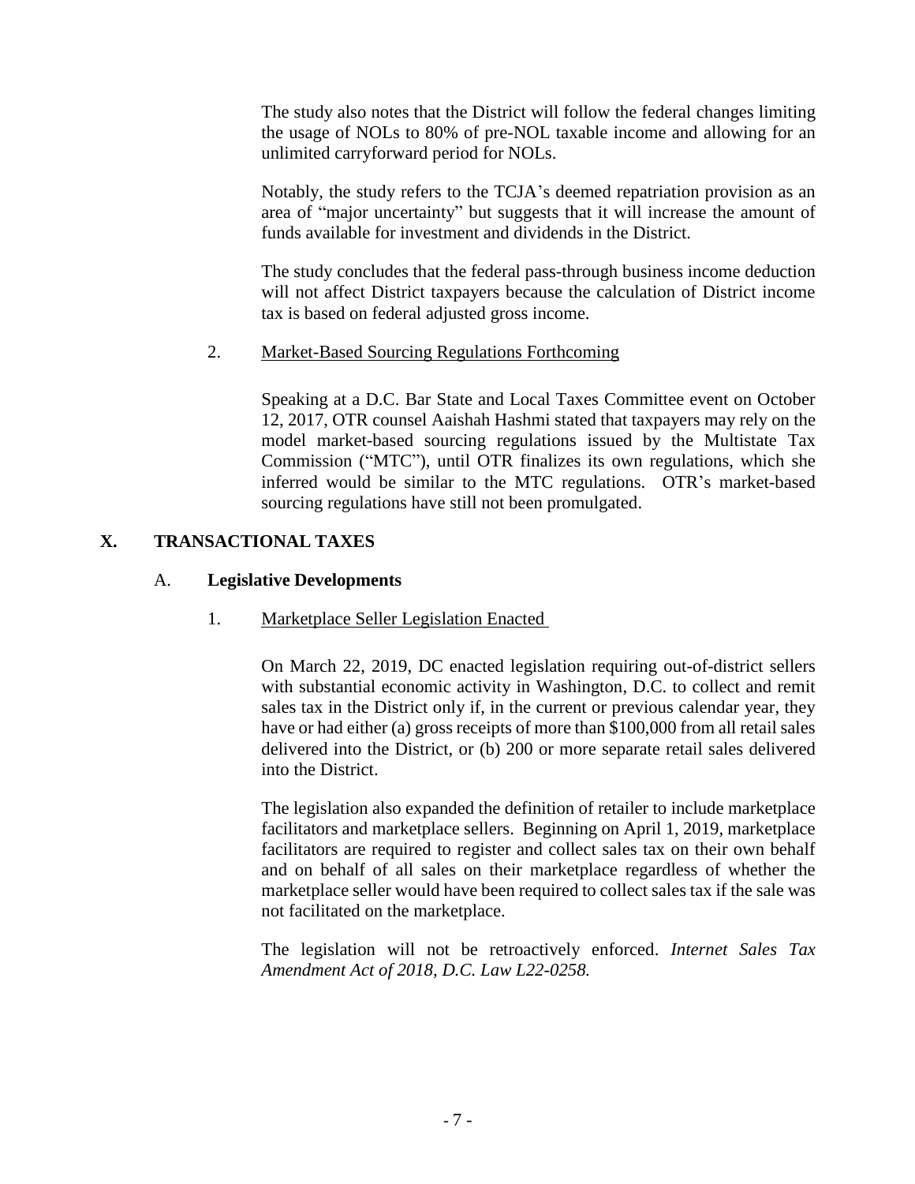The study also notes that the District will follow the federal changes limiting the usage of NOLs to 80% of pre-NOL taxable income and allowing for an unlimited carryforward period for NOLs.

Notably, the study refers to the TCJA's deemed repatriation provision as an area of "major uncertainty" but suggests that it will increase the amount of funds available for investment and dividends in the District.

The study concludes that the federal pass-through business income deduction will not affect District taxpayers because the calculation of District income tax is based on federal adjusted gross income.

2. Market-Based Sourcing Regulations Forthcoming

Speaking at a D.C. Bar State and Local Taxes Committee event on October 12, 2017, OTR counsel Aaishah Hashmi stated that taxpayers may rely on the model market-based sourcing regulations issued by the Multistate Tax Commission ("MTC"), until OTR finalizes its own regulations, which she inferred would be similar to the MTC regulations. OTR's market-based sourcing regulations have still not been promulgated.

## X. TRANSACTIONAL TAXES

### A. Legislative Developments

1. Marketplace Seller Legislation Enacted

On March 22, 2019, DC enacted legislation requiring out-of-district sellers with substantial economic activity in Washington, D.C. to collect and remit sales tax in the District only if, in the current or previous calendar year, they have or had either (a) gross receipts of more than $100,000 from all retail sales delivered into the District, or (b) 200 or more separate retail sales delivered into the District.

The legislation also expanded the definition of retailer to include marketplace facilitators and marketplace sellers. Beginning on April 1, 2019, marketplace facilitators are required to register and collect sales tax on their own behalf and on behalf of all sales on their marketplace regardless of whether the marketplace seller would have been required to collect sales tax if the sale was not facilitated on the marketplace.

The legislation will not be retroactively enforced. *Internet Sales Tax Amendment Act of 2018, D.C. Law L22-0258.*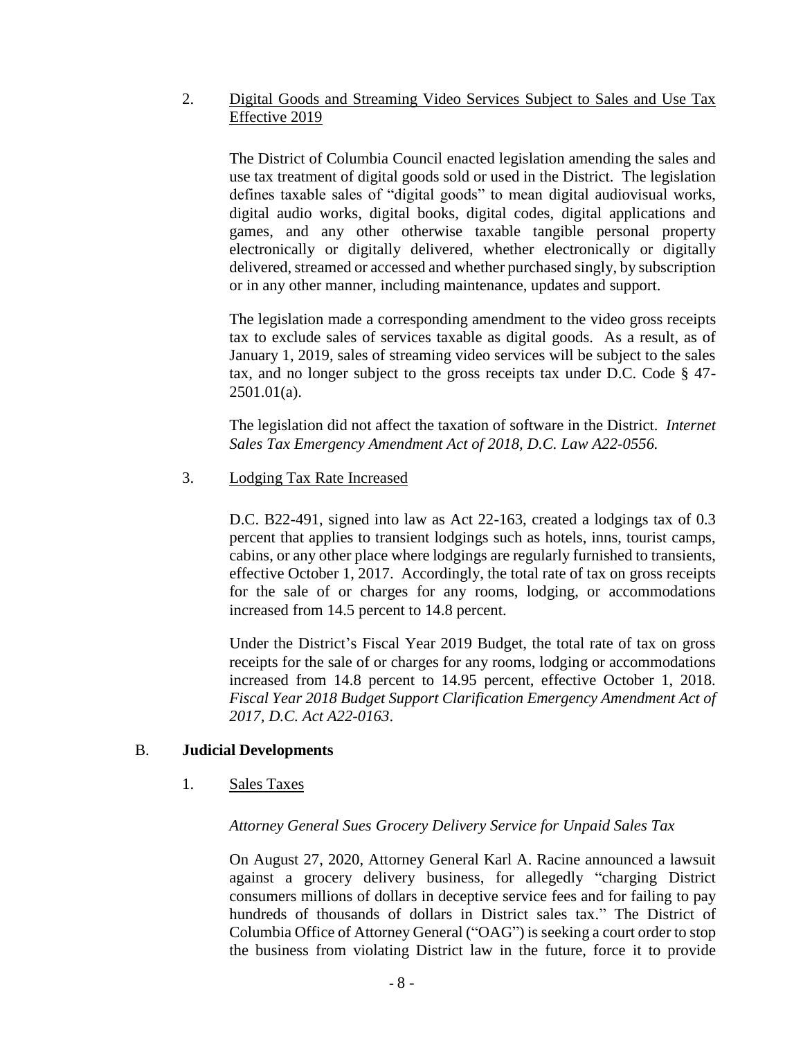2. <u>Digital Goods and Streaming Video Services Subject to Sales and Use Tax Effective 2019</u>

The District of Columbia Council enacted legislation amending the sales and use tax treatment of digital goods sold or used in the District. The legislation defines taxable sales of "digital goods" to mean digital audiovisual works, digital audio works, digital books, digital codes, digital applications and games, and any other otherwise taxable tangible personal property electronically or digitally delivered, whether electronically or digitally delivered, streamed or accessed and whether purchased singly, by subscription or in any other manner, including maintenance, updates and support.

The legislation made a corresponding amendment to the video gross receipts tax to exclude sales of services taxable as digital goods. As a result, as of January 1, 2019, sales of streaming video services will be subject to the sales tax, and no longer subject to the gross receipts tax under D.C. Code § 47-2501.01(a).

The legislation did not affect the taxation of software in the District. *Internet Sales Tax Emergency Amendment Act of 2018, D.C. Law A22-0556.*

3. <u>Lodging Tax Rate Increased</u>

D.C. B22-491, signed into law as Act 22-163, created a lodgings tax of 0.3 percent that applies to transient lodgings such as hotels, inns, tourist camps, cabins, or any other place where lodgings are regularly furnished to transients, effective October 1, 2017. Accordingly, the total rate of tax on gross receipts for the sale of or charges for any rooms, lodging, or accommodations increased from 14.5 percent to 14.8 percent.

Under the District's Fiscal Year 2019 Budget, the total rate of tax on gross receipts for the sale of or charges for any rooms, lodging or accommodations increased from 14.8 percent to 14.95 percent, effective October 1, 2018. *Fiscal Year 2018 Budget Support Clarification Emergency Amendment Act of 2017, D.C. Act A22-0163*.

## B. Judicial Developments

1. <u>Sales Taxes</u>

*Attorney General Sues Grocery Delivery Service for Unpaid Sales Tax*

On August 27, 2020, Attorney General Karl A. Racine announced a lawsuit against a grocery delivery business, for allegedly "charging District consumers millions of dollars in deceptive service fees and for failing to pay hundreds of thousands of dollars in District sales tax." The District of Columbia Office of Attorney General ("OAG") is seeking a court order to stop the business from violating District law in the future, force it to provide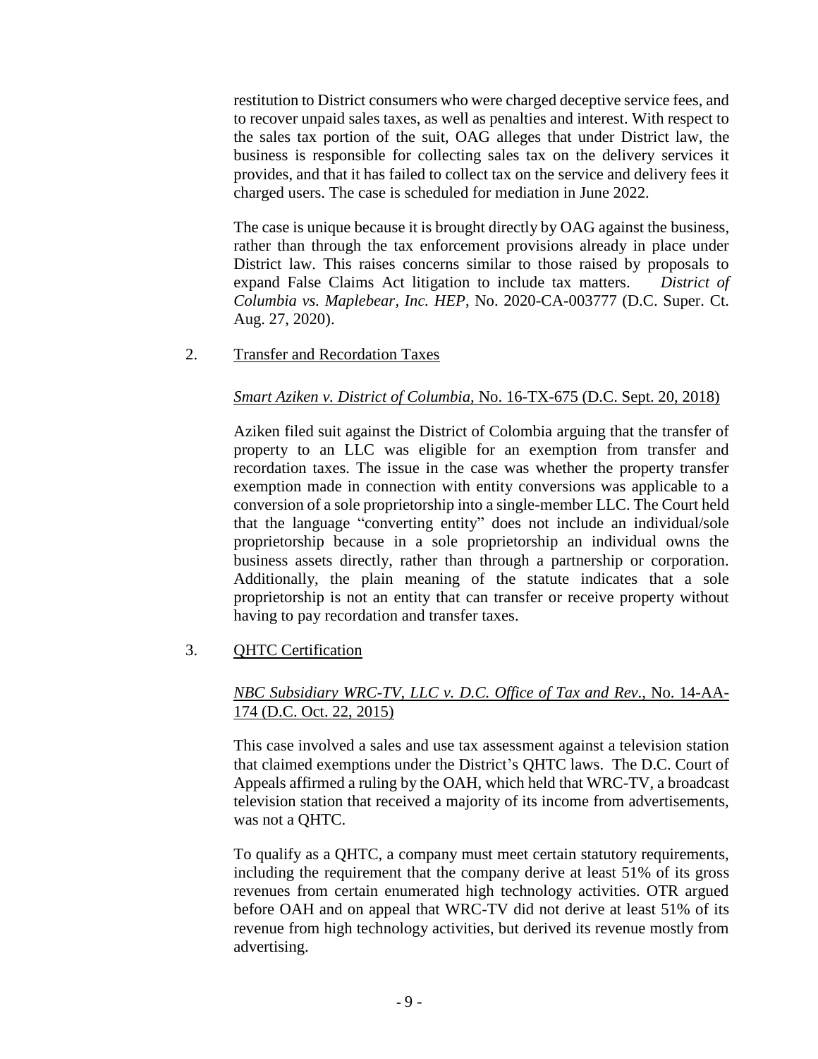restitution to District consumers who were charged deceptive service fees, and to recover unpaid sales taxes, as well as penalties and interest. With respect to the sales tax portion of the suit, OAG alleges that under District law, the business is responsible for collecting sales tax on the delivery services it provides, and that it has failed to collect tax on the service and delivery fees it charged users. The case is scheduled for mediation in June 2022.

The case is unique because it is brought directly by OAG against the business, rather than through the tax enforcement provisions already in place under District law. This raises concerns similar to those raised by proposals to expand False Claims Act litigation to include tax matters. *District of Columbia vs. Maplebear, Inc. HEP*, No. 2020-CA-003777 (D.C. Super. Ct. Aug. 27, 2020).

2. Transfer and Recordation Taxes

*Smart Aziken v. District of Columbia*, No. 16-TX-675 (D.C. Sept. 20, 2018)

Aziken filed suit against the District of Colombia arguing that the transfer of property to an LLC was eligible for an exemption from transfer and recordation taxes. The issue in the case was whether the property transfer exemption made in connection with entity conversions was applicable to a conversion of a sole proprietorship into a single-member LLC. The Court held that the language "converting entity" does not include an individual/sole proprietorship because in a sole proprietorship an individual owns the business assets directly, rather than through a partnership or corporation. Additionally, the plain meaning of the statute indicates that a sole proprietorship is not an entity that can transfer or receive property without having to pay recordation and transfer taxes.

3. QHTC Certification

*NBC Subsidiary WRC-TV, LLC v. D.C. Office of Tax and Rev*., No. 14-AA-174 (D.C. Oct. 22, 2015)

This case involved a sales and use tax assessment against a television station that claimed exemptions under the District's QHTC laws. The D.C. Court of Appeals affirmed a ruling by the OAH, which held that WRC-TV, a broadcast television station that received a majority of its income from advertisements, was not a QHTC.

To qualify as a QHTC, a company must meet certain statutory requirements, including the requirement that the company derive at least 51% of its gross revenues from certain enumerated high technology activities. OTR argued before OAH and on appeal that WRC-TV did not derive at least 51% of its revenue from high technology activities, but derived its revenue mostly from advertising.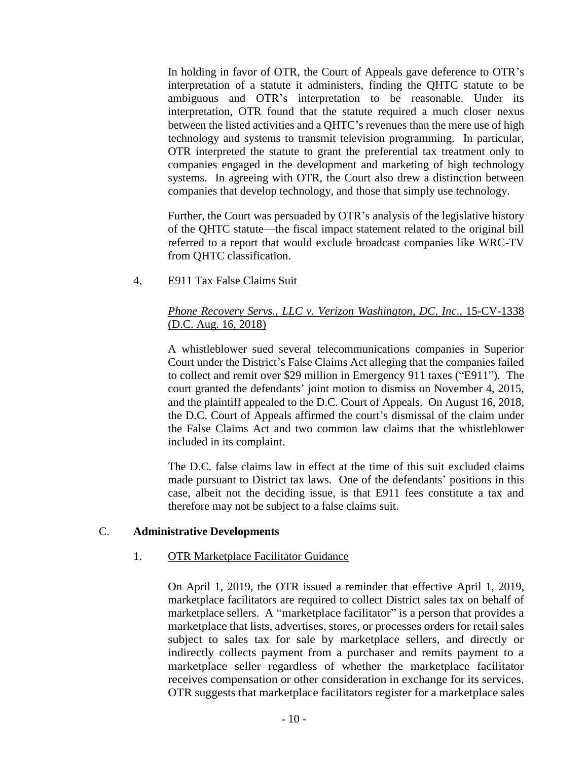In holding in favor of OTR, the Court of Appeals gave deference to OTR's interpretation of a statute it administers, finding the QHTC statute to be ambiguous and OTR's interpretation to be reasonable. Under its interpretation, OTR found that the statute required a much closer nexus between the listed activities and a QHTC's revenues than the mere use of high technology and systems to transmit television programming. In particular, OTR interpreted the statute to grant the preferential tax treatment only to companies engaged in the development and marketing of high technology systems. In agreeing with OTR, the Court also drew a distinction between companies that develop technology, and those that simply use technology.

Further, the Court was persuaded by OTR's analysis of the legislative history of the QHTC statute—the fiscal impact statement related to the original bill referred to a report that would exclude broadcast companies like WRC-TV from QHTC classification.

4. E911 Tax False Claims Suit

*Phone Recovery Servs., LLC v. Verizon Washington, DC, Inc.*, 15-CV-1338 (D.C. Aug. 16, 2018)

A whistleblower sued several telecommunications companies in Superior Court under the District's False Claims Act alleging that the companies failed to collect and remit over $29 million in Emergency 911 taxes ("E911"). The court granted the defendants' joint motion to dismiss on November 4, 2015, and the plaintiff appealed to the D.C. Court of Appeals. On August 16, 2018, the D.C. Court of Appeals affirmed the court's dismissal of the claim under the False Claims Act and two common law claims that the whistleblower included in its complaint.

The D.C. false claims law in effect at the time of this suit excluded claims made pursuant to District tax laws. One of the defendants' positions in this case, albeit not the deciding issue, is that E911 fees constitute a tax and therefore may not be subject to a false claims suit.

## C. Administrative Developments

1. OTR Marketplace Facilitator Guidance

On April 1, 2019, the OTR issued a reminder that effective April 1, 2019, marketplace facilitators are required to collect District sales tax on behalf of marketplace sellers. A "marketplace facilitator" is a person that provides a marketplace that lists, advertises, stores, or processes orders for retail sales subject to sales tax for sale by marketplace sellers, and directly or indirectly collects payment from a purchaser and remits payment to a marketplace seller regardless of whether the marketplace facilitator receives compensation or other consideration in exchange for its services. OTR suggests that marketplace facilitators register for a marketplace sales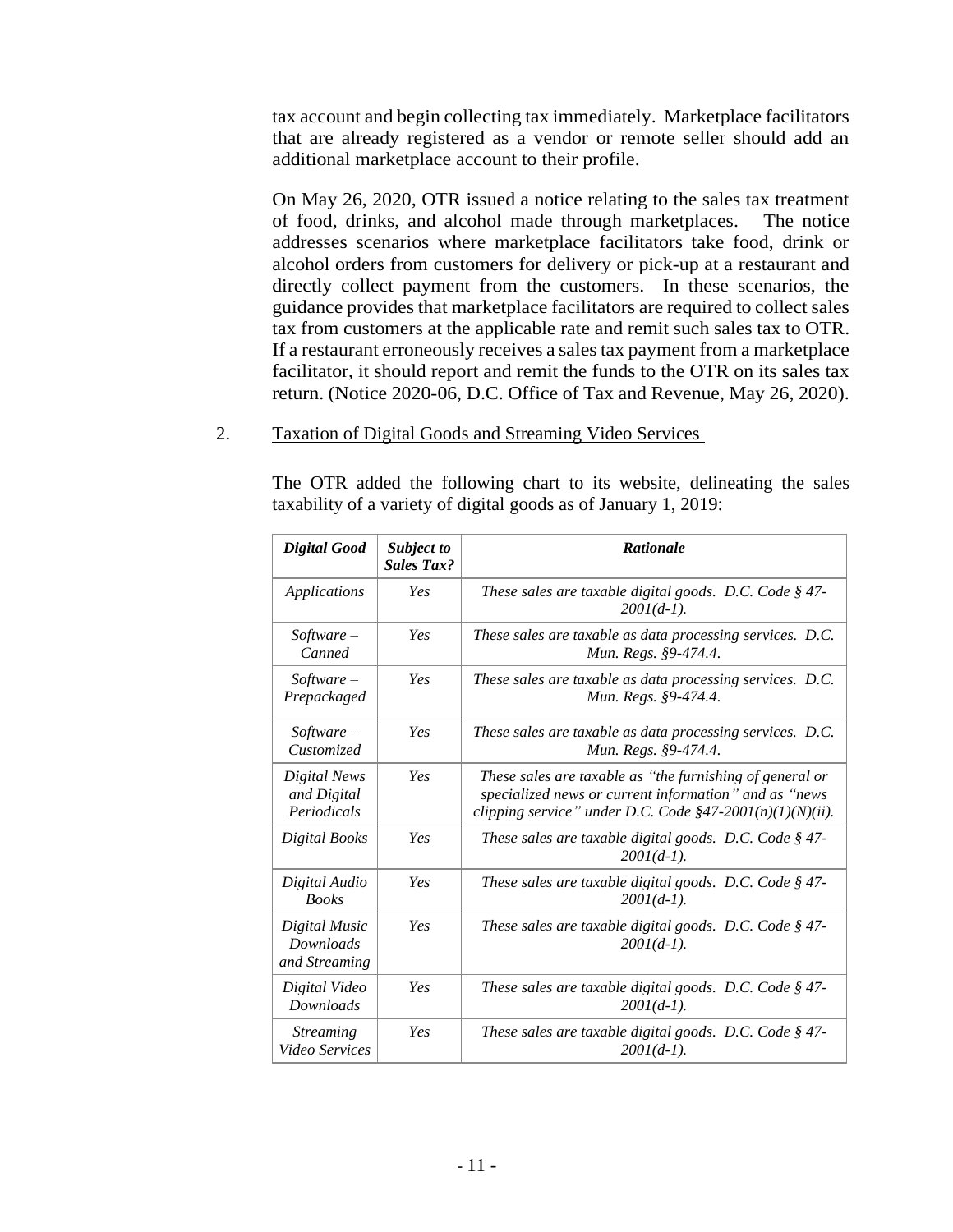tax account and begin collecting tax immediately. Marketplace facilitators that are already registered as a vendor or remote seller should add an additional marketplace account to their profile.

On May 26, 2020, OTR issued a notice relating to the sales tax treatment of food, drinks, and alcohol made through marketplaces. The notice addresses scenarios where marketplace facilitators take food, drink or alcohol orders from customers for delivery or pick-up at a restaurant and directly collect payment from the customers. In these scenarios, the guidance provides that marketplace facilitators are required to collect sales tax from customers at the applicable rate and remit such sales tax to OTR. If a restaurant erroneously receives a sales tax payment from a marketplace facilitator, it should report and remit the funds to the OTR on its sales tax return. (Notice 2020-06, D.C. Office of Tax and Revenue, May 26, 2020).

2. Taxation of Digital Goods and Streaming Video Services

The OTR added the following chart to its website, delineating the sales taxability of a variety of digital goods as of January 1, 2019:

| ***Digital Good*** | ***Subject to Sales Tax?*** | ***Rationale*** |
|---|---|---|
| *Applications* | *Yes* | *These sales are taxable digital goods. D.C. Code § 47-2001(d-1).* |
| *Software – Canned* | *Yes* | *These sales are taxable as data processing services. D.C. Mun. Regs. §9-474.4.* |
| *Software – Prepackaged* | *Yes* | *These sales are taxable as data processing services. D.C. Mun. Regs. §9-474.4.* |
| *Software – Customized* | *Yes* | *These sales are taxable as data processing services. D.C. Mun. Regs. §9-474.4.* |
| *Digital News and Digital Periodicals* | *Yes* | *These sales are taxable as "the furnishing of general or specialized news or current information" and as "news clipping service" under D.C. Code §47-2001(n)(1)(N)(ii).* |
| *Digital Books* | *Yes* | *These sales are taxable digital goods. D.C. Code § 47-2001(d-1).* |
| *Digital Audio Books* | *Yes* | *These sales are taxable digital goods. D.C. Code § 47-2001(d-1).* |
| *Digital Music Downloads and Streaming* | *Yes* | *These sales are taxable digital goods. D.C. Code § 47-2001(d-1).* |
| *Digital Video Downloads* | *Yes* | *These sales are taxable digital goods. D.C. Code § 47-2001(d-1).* |
| *Streaming Video Services* | *Yes* | *These sales are taxable digital goods. D.C. Code § 47-2001(d-1).* |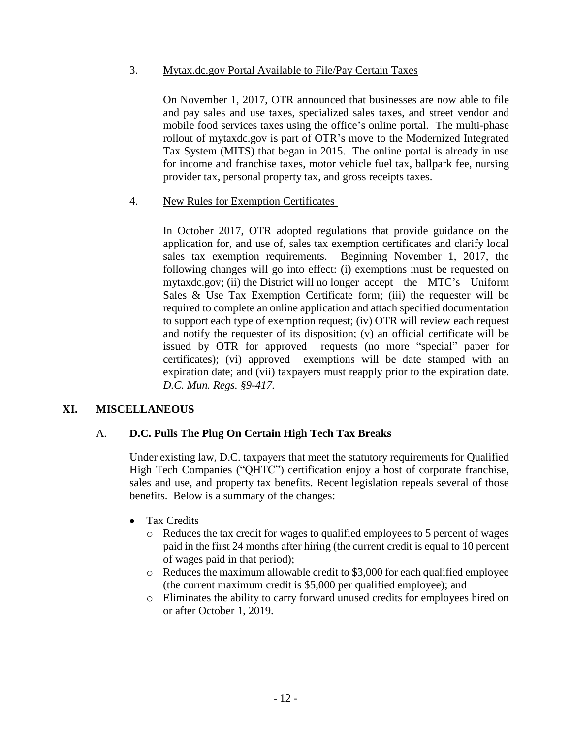3. <u>Mytax.dc.gov Portal Available to File/Pay Certain Taxes</u>

On November 1, 2017, OTR announced that businesses are now able to file and pay sales and use taxes, specialized sales taxes, and street vendor and mobile food services taxes using the office's online portal. The multi-phase rollout of mytaxdc.gov is part of OTR's move to the Modernized Integrated Tax System (MITS) that began in 2015. The online portal is already in use for income and franchise taxes, motor vehicle fuel tax, ballpark fee, nursing provider tax, personal property tax, and gross receipts taxes.

4. <u>New Rules for Exemption Certificates</u>

In October 2017, OTR adopted regulations that provide guidance on the application for, and use of, sales tax exemption certificates and clarify local sales tax exemption requirements. Beginning November 1, 2017, the following changes will go into effect: (i) exemptions must be requested on mytaxdc.gov; (ii) the District will no longer accept the MTC's Uniform Sales & Use Tax Exemption Certificate form; (iii) the requester will be required to complete an online application and attach specified documentation to support each type of exemption request; (iv) OTR will review each request and notify the requester of its disposition; (v) an official certificate will be issued by OTR for approved requests (no more "special" paper for certificates); (vi) approved exemptions will be date stamped with an expiration date; and (vii) taxpayers must reapply prior to the expiration date. *D.C. Mun. Regs. §9-417.*

## XI. MISCELLANEOUS

### A. D.C. Pulls The Plug On Certain High Tech Tax Breaks

Under existing law, D.C. taxpayers that meet the statutory requirements for Qualified High Tech Companies ("QHTC") certification enjoy a host of corporate franchise, sales and use, and property tax benefits. Recent legislation repeals several of those benefits. Below is a summary of the changes:

- Tax Credits
  - Reduces the tax credit for wages to qualified employees to 5 percent of wages paid in the first 24 months after hiring (the current credit is equal to 10 percent of wages paid in that period);
  - Reduces the maximum allowable credit to $3,000 for each qualified employee (the current maximum credit is $5,000 per qualified employee); and
  - Eliminates the ability to carry forward unused credits for employees hired on or after October 1, 2019.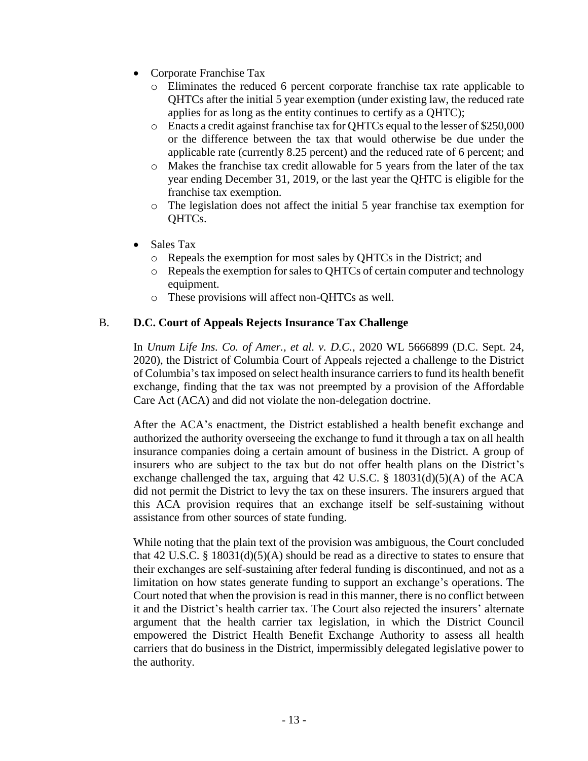- Corporate Franchise Tax
  - Eliminates the reduced 6 percent corporate franchise tax rate applicable to QHTCs after the initial 5 year exemption (under existing law, the reduced rate applies for as long as the entity continues to certify as a QHTC);
  - Enacts a credit against franchise tax for QHTCs equal to the lesser of $250,000 or the difference between the tax that would otherwise be due under the applicable rate (currently 8.25 percent) and the reduced rate of 6 percent; and
  - Makes the franchise tax credit allowable for 5 years from the later of the tax year ending December 31, 2019, or the last year the QHTC is eligible for the franchise tax exemption.
  - The legislation does not affect the initial 5 year franchise tax exemption for QHTCs.

- Sales Tax
  - Repeals the exemption for most sales by QHTCs in the District; and
  - Repeals the exemption for sales to QHTCs of certain computer and technology equipment.
  - These provisions will affect non-QHTCs as well.

### B. D.C. Court of Appeals Rejects Insurance Tax Challenge

In *Unum Life Ins. Co. of Amer., et al. v. D.C.*, 2020 WL 5666899 (D.C. Sept. 24, 2020), the District of Columbia Court of Appeals rejected a challenge to the District of Columbia's tax imposed on select health insurance carriers to fund its health benefit exchange, finding that the tax was not preempted by a provision of the Affordable Care Act (ACA) and did not violate the non-delegation doctrine.

After the ACA's enactment, the District established a health benefit exchange and authorized the authority overseeing the exchange to fund it through a tax on all health insurance companies doing a certain amount of business in the District. A group of insurers who are subject to the tax but do not offer health plans on the District's exchange challenged the tax, arguing that 42 U.S.C. § 18031(d)(5)(A) of the ACA did not permit the District to levy the tax on these insurers. The insurers argued that this ACA provision requires that an exchange itself be self-sustaining without assistance from other sources of state funding.

While noting that the plain text of the provision was ambiguous, the Court concluded that 42 U.S.C. § 18031(d)(5)(A) should be read as a directive to states to ensure that their exchanges are self-sustaining after federal funding is discontinued, and not as a limitation on how states generate funding to support an exchange's operations. The Court noted that when the provision is read in this manner, there is no conflict between it and the District's health carrier tax. The Court also rejected the insurers' alternate argument that the health carrier tax legislation, in which the District Council empowered the District Health Benefit Exchange Authority to assess all health carriers that do business in the District, impermissibly delegated legislative power to the authority.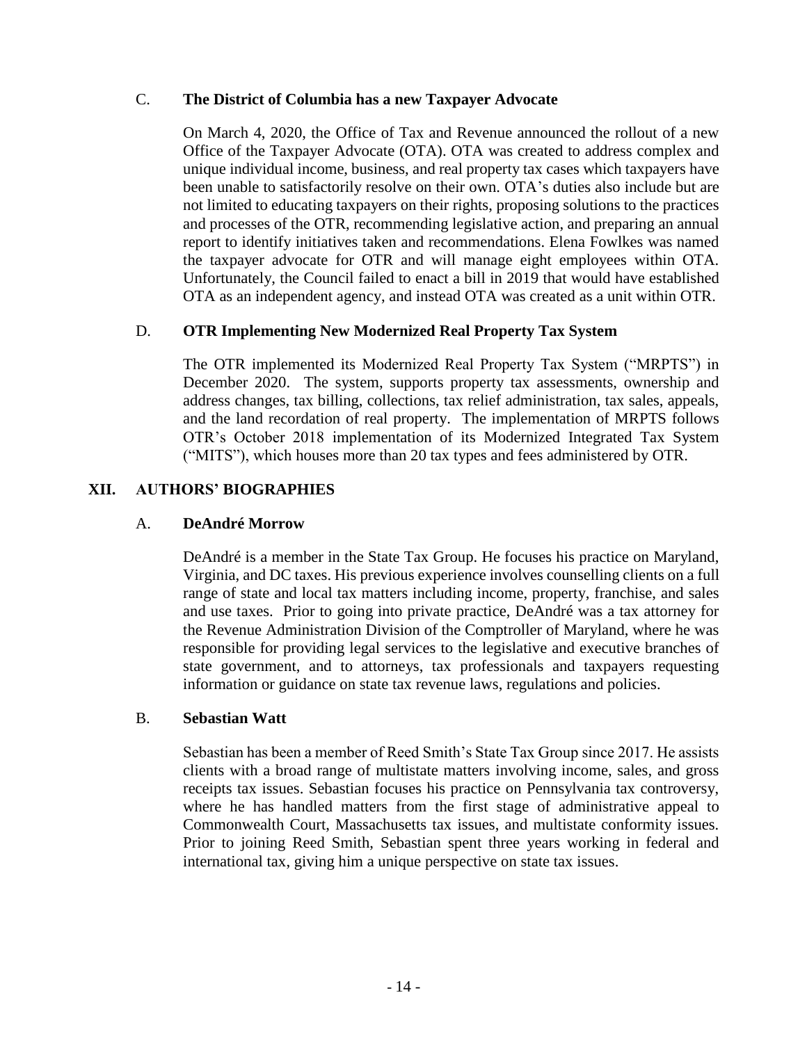### C. **The District of Columbia has a new Taxpayer Advocate**

On March 4, 2020, the Office of Tax and Revenue announced the rollout of a new Office of the Taxpayer Advocate (OTA). OTA was created to address complex and unique individual income, business, and real property tax cases which taxpayers have been unable to satisfactorily resolve on their own. OTA's duties also include but are not limited to educating taxpayers on their rights, proposing solutions to the practices and processes of the OTR, recommending legislative action, and preparing an annual report to identify initiatives taken and recommendations. Elena Fowlkes was named the taxpayer advocate for OTR and will manage eight employees within OTA. Unfortunately, the Council failed to enact a bill in 2019 that would have established OTA as an independent agency, and instead OTA was created as a unit within OTR.

### D. **OTR Implementing New Modernized Real Property Tax System**

The OTR implemented its Modernized Real Property Tax System ("MRPTS") in December 2020. The system, supports property tax assessments, ownership and address changes, tax billing, collections, tax relief administration, tax sales, appeals, and the land recordation of real property. The implementation of MRPTS follows OTR's October 2018 implementation of its Modernized Integrated Tax System ("MITS"), which houses more than 20 tax types and fees administered by OTR.

## XII. AUTHORS' BIOGRAPHIES

### A. **DeAndré Morrow**

DeAndré is a member in the State Tax Group. He focuses his practice on Maryland, Virginia, and DC taxes. His previous experience involves counselling clients on a full range of state and local tax matters including income, property, franchise, and sales and use taxes. Prior to going into private practice, DeAndré was a tax attorney for the Revenue Administration Division of the Comptroller of Maryland, where he was responsible for providing legal services to the legislative and executive branches of state government, and to attorneys, tax professionals and taxpayers requesting information or guidance on state tax revenue laws, regulations and policies.

### B. **Sebastian Watt**

Sebastian has been a member of Reed Smith's State Tax Group since 2017. He assists clients with a broad range of multistate matters involving income, sales, and gross receipts tax issues. Sebastian focuses his practice on Pennsylvania tax controversy, where he has handled matters from the first stage of administrative appeal to Commonwealth Court, Massachusetts tax issues, and multistate conformity issues. Prior to joining Reed Smith, Sebastian spent three years working in federal and international tax, giving him a unique perspective on state tax issues.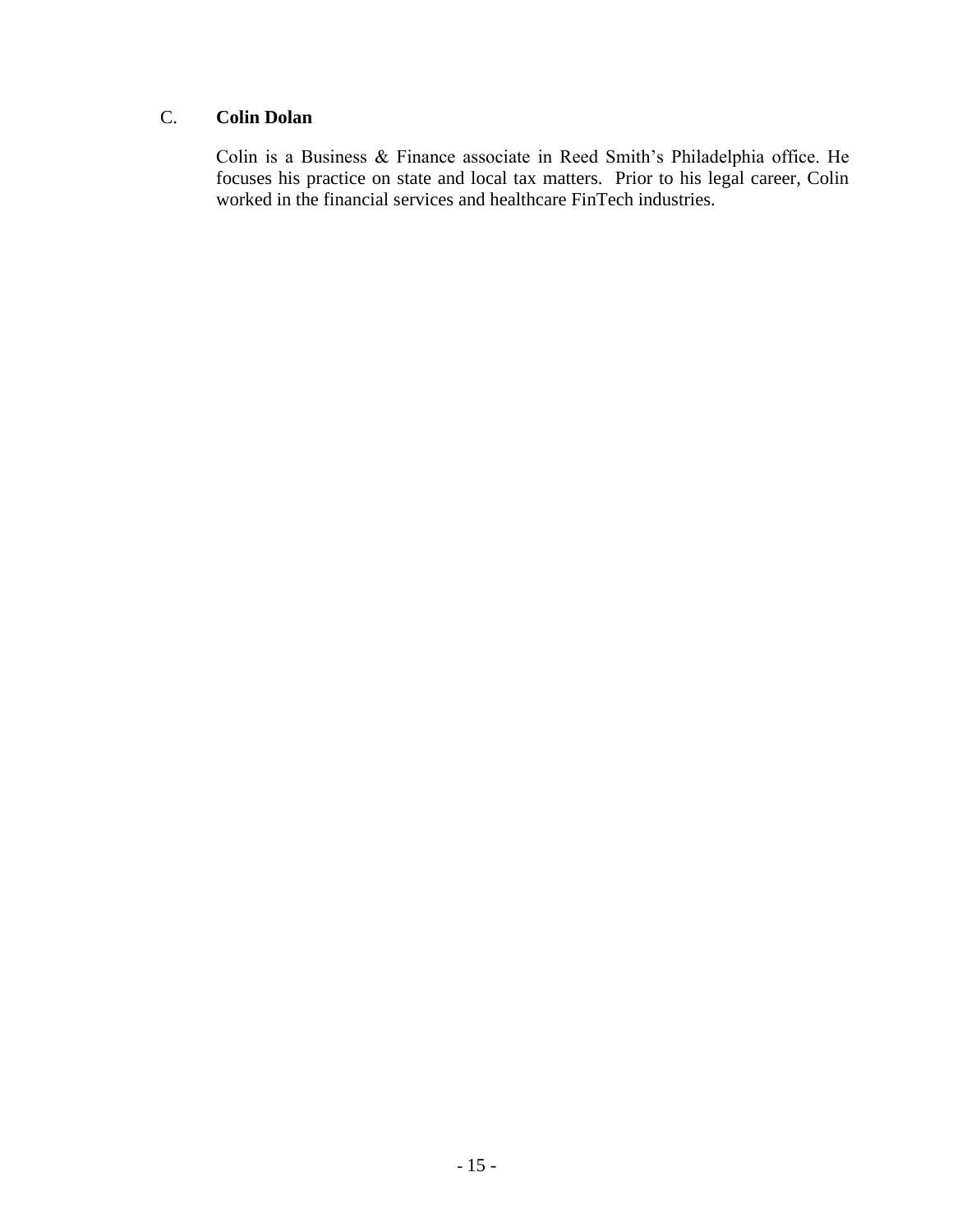### C. **Colin Dolan**

Colin is a Business & Finance associate in Reed Smith's Philadelphia office. He focuses his practice on state and local tax matters. Prior to his legal career, Colin worked in the financial services and healthcare FinTech industries.